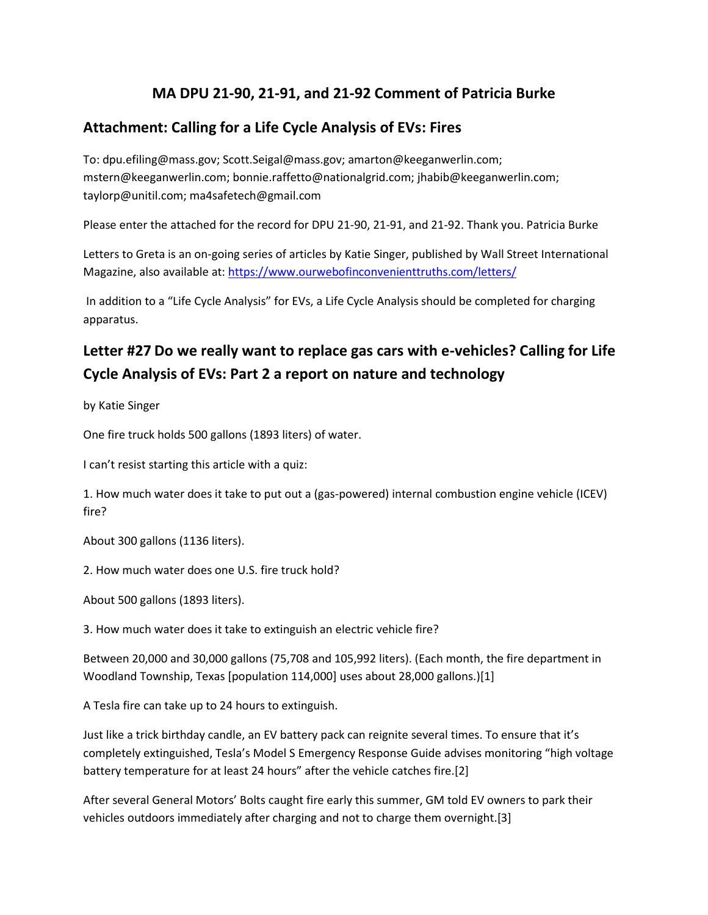# MA DPU 21-90, 21-91, and 21-92 Comment of Patricia Burke

## Attachment: Calling for a Life Cycle Analysis of EVs: Fires

To: dpu.efiling@mass.gov; Scott.Seigal@mass.gov; amarton@keeganwerlin.com; mstern@keeganwerlin.com; bonnie.raffetto@nationalgrid.com; jhabib@keeganwerlin.com; taylorp@unitil.com; ma4safetech@gmail.com

Please enter the attached for the record for DPU 21-90, 21-91, and 21-92. Thank you. Patricia Burke

Letters to Greta is an on-going series of articles by Katie Singer, published by Wall Street International Magazine, also available at: https://www.ourwebofinconvenienttruths.com/letters/

In addition to a "Life Cycle Analysis" for EVs, a Life Cycle Analysis should be completed for charging apparatus.

## Letter #27 Do we really want to replace gas cars with e-vehicles? Calling for Life Cycle Analysis of EVs: Part 2 a report on nature and technology

by Katie Singer

One fire truck holds 500 gallons (1893 liters) of water.

I can't resist starting this article with a quiz:

1. How much water does it take to put out a (gas-powered) internal combustion engine vehicle (ICEV) fire?

About 300 gallons (1136 liters).

2. How much water does one U.S. fire truck hold?

About 500 gallons (1893 liters).

3. How much water does it take to extinguish an electric vehicle fire?

Between 20,000 and 30,000 gallons (75,708 and 105,992 liters). (Each month, the fire department in Woodland Township, Texas [population 114,000] uses about 28,000 gallons.)[1]

A Tesla fire can take up to 24 hours to extinguish.

Just like a trick birthday candle, an EV battery pack can reignite several times. To ensure that it's completely extinguished, Tesla's Model S Emergency Response Guide advises monitoring "high voltage battery temperature for at least 24 hours" after the vehicle catches fire.[2]

After several General Motors' Bolts caught fire early this summer, GM told EV owners to park their vehicles outdoors immediately after charging and not to charge them overnight.[3]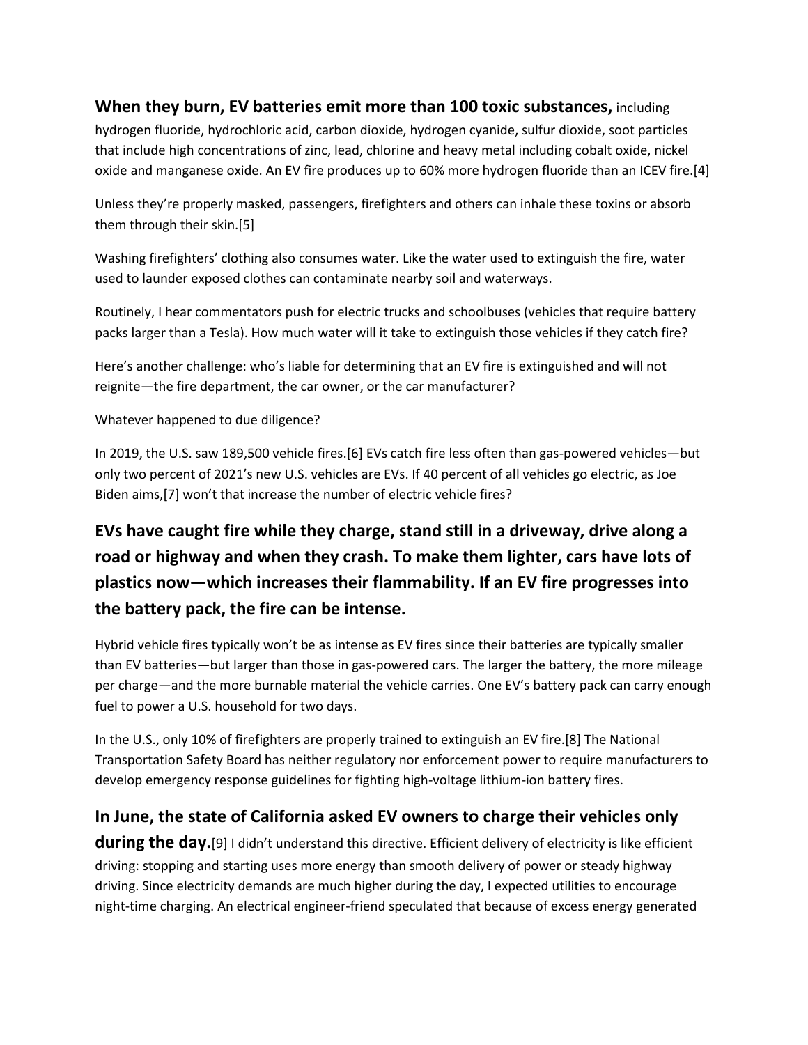**When they burn, EV batteries emit more than 100 toxic substances,** including hydrogen fluoride, hydrochloric acid, carbon dioxide, hydrogen cyanide, sulfur dioxide, soot particles that include high concentrations of zinc, lead, chlorine and heavy metal including cobalt oxide, nickel oxide and manganese oxide. An EV fire produces up to 60% more hydrogen fluoride than an ICEV fire.[4]

Unless they're properly masked, passengers, firefighters and others can inhale these toxins or absorb them through their skin.[5]

Washing firefighters' clothing also consumes water. Like the water used to extinguish the fire, water used to launder exposed clothes can contaminate nearby soil and waterways.

Routinely, I hear commentators push for electric trucks and schoolbuses (vehicles that require battery packs larger than a Tesla). How much water will it take to extinguish those vehicles if they catch fire?

Here's another challenge: who's liable for determining that an EV fire is extinguished and will not reignite—the fire department, the car owner, or the car manufacturer?

Whatever happened to due diligence?

In 2019, the U.S. saw 189,500 vehicle fires.[6] EVs catch fire less often than gas-powered vehicles—but only two percent of 2021's new U.S. vehicles are EVs. If 40 percent of all vehicles go electric, as Joe Biden aims,[7] won't that increase the number of electric vehicle fires?

## EVs have caught fire while they charge, stand still in a driveway, drive along a road or highway and when they crash. To make them lighter, cars have lots of plastics now—which increases their flammability. If an EV fire progresses into the battery pack, the fire can be intense.

Hybrid vehicle fires typically won't be as intense as EV fires since their batteries are typically smaller than EV batteries—but larger than those in gas-powered cars. The larger the battery, the more mileage per charge—and the more burnable material the vehicle carries. One EV's battery pack can carry enough fuel to power a U.S. household for two days.

In the U.S., only 10% of firefighters are properly trained to extinguish an EV fire.[8] The National Transportation Safety Board has neither regulatory nor enforcement power to require manufacturers to develop emergency response guidelines for fighting high-voltage lithium-ion battery fires.

**In June, the state of California asked EV owners to charge their vehicles only during the day.**[9] I didn't understand this directive. Efficient delivery of electricity is like efficient driving: stopping and starting uses more energy than smooth delivery of power or steady highway driving. Since electricity demands are much higher during the day, I expected utilities to encourage night-time charging. An electrical engineer-friend speculated that because of excess energy generated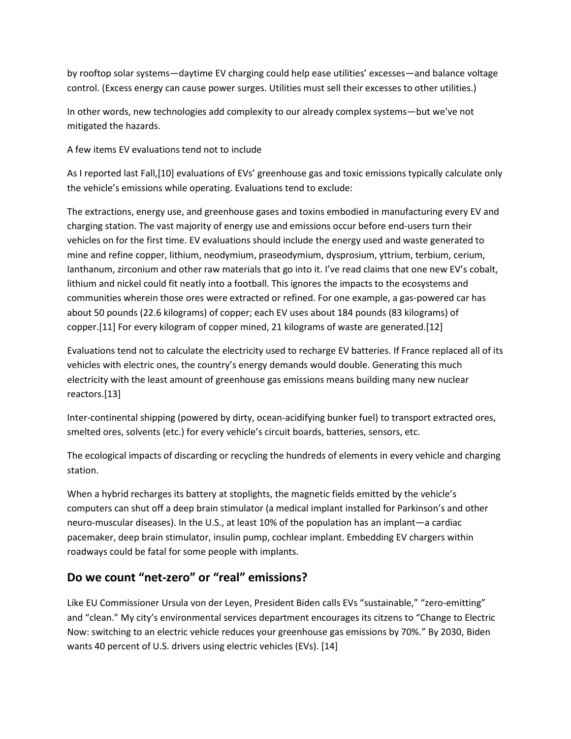by rooftop solar systems—daytime EV charging could help ease utilities' excesses—and balance voltage control. (Excess energy can cause power surges. Utilities must sell their excesses to other utilities.)

In other words, new technologies add complexity to our already complex systems—but we've not mitigated the hazards.

A few items EV evaluations tend not to include

As I reported last Fall,[10] evaluations of EVs' greenhouse gas and toxic emissions typically calculate only the vehicle's emissions while operating. Evaluations tend to exclude:

The extractions, energy use, and greenhouse gases and toxins embodied in manufacturing every EV and charging station. The vast majority of energy use and emissions occur before end-users turn their vehicles on for the first time. EV evaluations should include the energy used and waste generated to mine and refine copper, lithium, neodymium, praseodymium, dysprosium, yttrium, terbium, cerium, lanthanum, zirconium and other raw materials that go into it. I've read claims that one new EV's cobalt, lithium and nickel could fit neatly into a football. This ignores the impacts to the ecosystems and communities wherein those ores were extracted or refined. For one example, a gas-powered car has about 50 pounds (22.6 kilograms) of copper; each EV uses about 184 pounds (83 kilograms) of copper.[11] For every kilogram of copper mined, 21 kilograms of waste are generated.[12]

Evaluations tend not to calculate the electricity used to recharge EV batteries. If France replaced all of its vehicles with electric ones, the country's energy demands would double. Generating this much electricity with the least amount of greenhouse gas emissions means building many new nuclear reactors.[13]

Inter-continental shipping (powered by dirty, ocean-acidifying bunker fuel) to transport extracted ores, smelted ores, solvents (etc.) for every vehicle's circuit boards, batteries, sensors, etc.

The ecological impacts of discarding or recycling the hundreds of elements in every vehicle and charging station.

When a hybrid recharges its battery at stoplights, the magnetic fields emitted by the vehicle's computers can shut off a deep brain stimulator (a medical implant installed for Parkinson's and other neuro-muscular diseases). In the U.S., at least 10% of the population has an implant—a cardiac pacemaker, deep brain stimulator, insulin pump, cochlear implant. Embedding EV chargers within roadways could be fatal for some people with implants.

## Do we count "net-zero" or "real" emissions?

Like EU Commissioner Ursula von der Leyen, President Biden calls EVs "sustainable," "zero-emitting" and "clean." My city's environmental services department encourages its citzens to "Change to Electric Now: switching to an electric vehicle reduces your greenhouse gas emissions by 70%." By 2030, Biden wants 40 percent of U.S. drivers using electric vehicles (EVs). [14]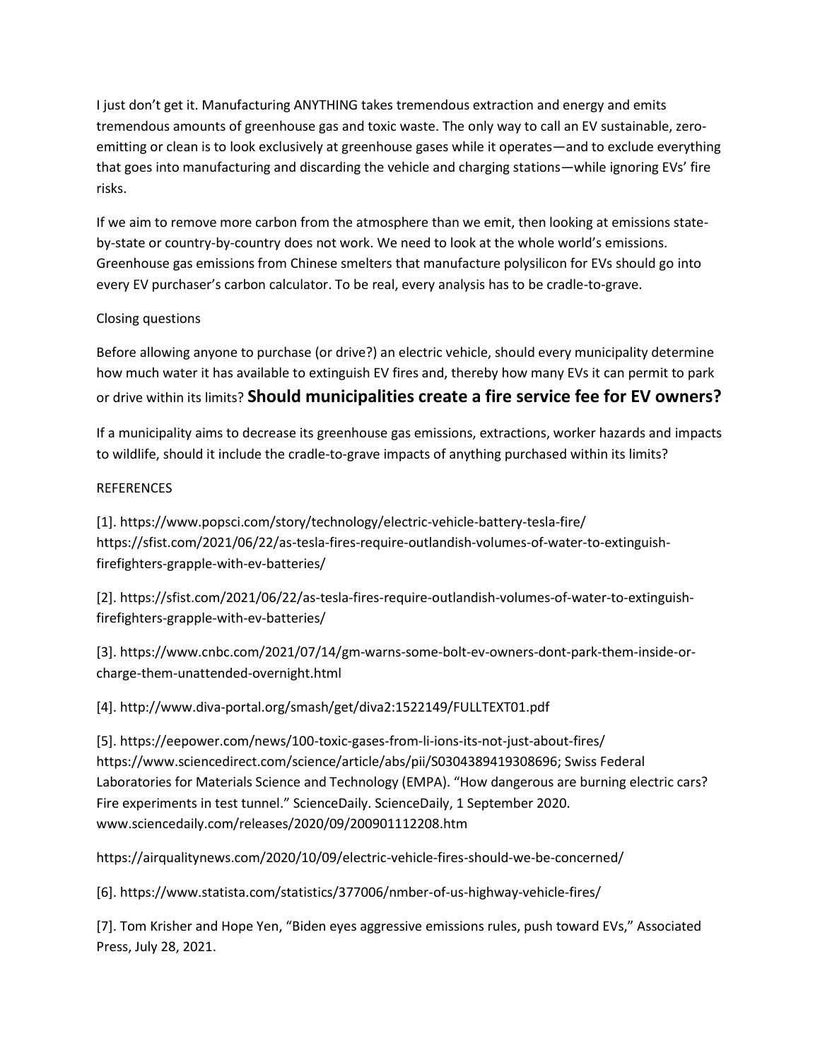I just don't get it. Manufacturing ANYTHING takes tremendous extraction and energy and emits tremendous amounts of greenhouse gas and toxic waste. The only way to call an EV sustainable, zero-emitting or clean is to look exclusively at greenhouse gases while it operates—and to exclude everything that goes into manufacturing and discarding the vehicle and charging stations—while ignoring EVs' fire risks.

If we aim to remove more carbon from the atmosphere than we emit, then looking at emissions state-by-state or country-by-country does not work. We need to look at the whole world's emissions. Greenhouse gas emissions from Chinese smelters that manufacture polysilicon for EVs should go into every EV purchaser's carbon calculator. To be real, every analysis has to be cradle-to-grave.

Closing questions

Before allowing anyone to purchase (or drive?) an electric vehicle, should every municipality determine how much water it has available to extinguish EV fires and, thereby how many EVs it can permit to park or drive within its limits? **Should municipalities create a fire service fee for EV owners?**

If a municipality aims to decrease its greenhouse gas emissions, extractions, worker hazards and impacts to wildlife, should it include the cradle-to-grave impacts of anything purchased within its limits?

REFERENCES

[1]. https://www.popsci.com/story/technology/electric-vehicle-battery-tesla-fire/ https://sfist.com/2021/06/22/as-tesla-fires-require-outlandish-volumes-of-water-to-extinguish-firefighters-grapple-with-ev-batteries/

[2]. https://sfist.com/2021/06/22/as-tesla-fires-require-outlandish-volumes-of-water-to-extinguish-firefighters-grapple-with-ev-batteries/

[3]. https://www.cnbc.com/2021/07/14/gm-warns-some-bolt-ev-owners-dont-park-them-inside-or-charge-them-unattended-overnight.html

[4]. http://www.diva-portal.org/smash/get/diva2:1522149/FULLTEXT01.pdf

[5]. https://eepower.com/news/100-toxic-gases-from-li-ions-its-not-just-about-fires/ https://www.sciencedirect.com/science/article/abs/pii/S0304389419308696; Swiss Federal Laboratories for Materials Science and Technology (EMPA). "How dangerous are burning electric cars? Fire experiments in test tunnel." ScienceDaily. ScienceDaily, 1 September 2020. www.sciencedaily.com/releases/2020/09/200901112208.htm

https://airqualitynews.com/2020/10/09/electric-vehicle-fires-should-we-be-concerned/

[6]. https://www.statista.com/statistics/377006/nmber-of-us-highway-vehicle-fires/

[7]. Tom Krisher and Hope Yen, "Biden eyes aggressive emissions rules, push toward EVs," Associated Press, July 28, 2021.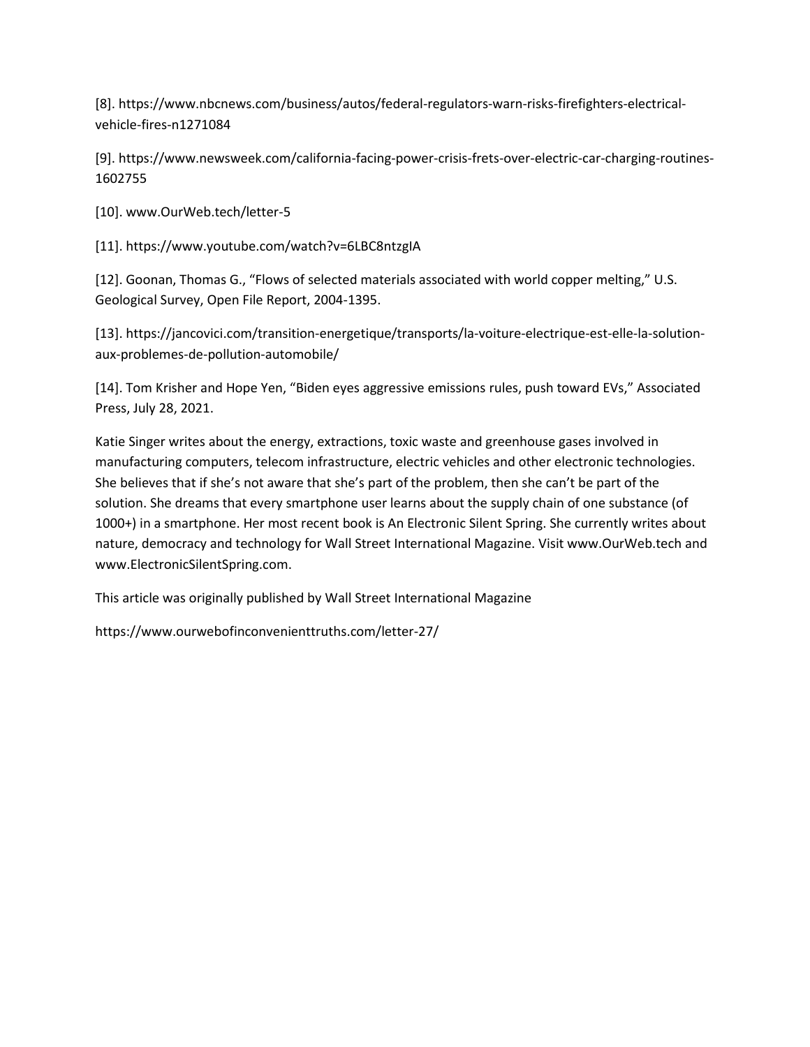[8]. https://www.nbcnews.com/business/autos/federal-regulators-warn-risks-firefighters-electrical-vehicle-fires-n1271084

[9]. https://www.newsweek.com/california-facing-power-crisis-frets-over-electric-car-charging-routines-1602755

[10]. www.OurWeb.tech/letter-5

[11]. https://www.youtube.com/watch?v=6LBC8ntzgIA

[12]. Goonan, Thomas G., "Flows of selected materials associated with world copper melting," U.S. Geological Survey, Open File Report, 2004-1395.

[13]. https://jancovici.com/transition-energetique/transports/la-voiture-electrique-est-elle-la-solution-aux-problemes-de-pollution-automobile/

[14]. Tom Krisher and Hope Yen, "Biden eyes aggressive emissions rules, push toward EVs," Associated Press, July 28, 2021.

Katie Singer writes about the energy, extractions, toxic waste and greenhouse gases involved in manufacturing computers, telecom infrastructure, electric vehicles and other electronic technologies. She believes that if she's not aware that she's part of the problem, then she can't be part of the solution. She dreams that every smartphone user learns about the supply chain of one substance (of 1000+) in a smartphone. Her most recent book is An Electronic Silent Spring. She currently writes about nature, democracy and technology for Wall Street International Magazine. Visit www.OurWeb.tech and www.ElectronicSilentSpring.com.

This article was originally published by Wall Street International Magazine

https://www.ourwebofinconvenienttruths.com/letter-27/